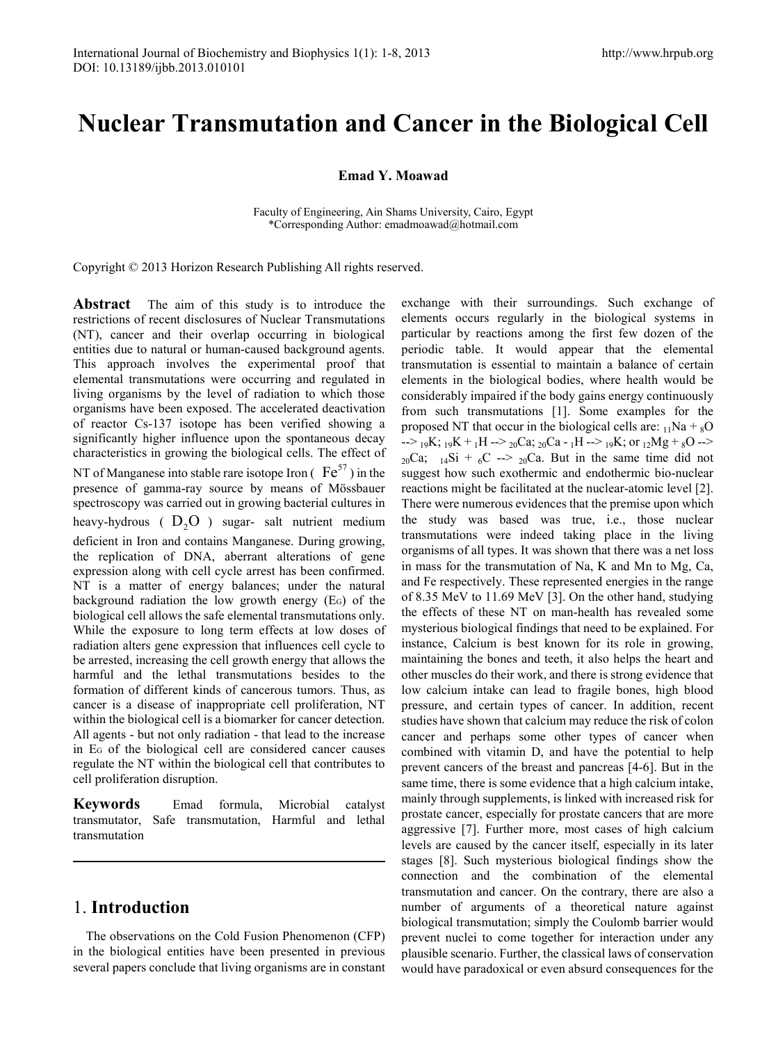# Nuclear Transmutation and Cancer in the Biological Cell

**Emad Y. Moawad**

Faculty of Engineering, Ain Shams University, Cairo, Egypt
*Corresponding Author: emadmoawad@hotmail.com

Copyright © 2013 Horizon Research Publishing All rights reserved.

**Abstract** The aim of this study is to introduce the restrictions of recent disclosures of Nuclear Transmutations (NT), cancer and their overlap occurring in biological entities due to natural or human-caused background agents. This approach involves the experimental proof that elemental transmutations were occurring and regulated in living organisms by the level of radiation to which those organisms have been exposed. The accelerated deactivation of reactor Cs-137 isotope has been verified showing a significantly higher influence upon the spontaneous decay characteristics in growing the biological cells. The effect of NT of Manganese into stable rare isotope Iron ( $Fe^{57}$ ) in the presence of gamma-ray source by means of Mössbauer spectroscopy was carried out in growing bacterial cultures in heavy-hydrous ( $D_2O$ ) sugar- salt nutrient medium deficient in Iron and contains Manganese. During growing, the replication of DNA, aberrant alterations of gene expression along with cell cycle arrest has been confirmed. NT is a matter of energy balances; under the natural background radiation the low growth energy ($E_G$) of the biological cell allows the safe elemental transmutations only. While the exposure to long term effects at low doses of radiation alters gene expression that influences cell cycle to be arrested, increasing the cell growth energy that allows the harmful and the lethal transmutations besides to the formation of different kinds of cancerous tumors. Thus, as cancer is a disease of inappropriate cell proliferation, NT within the biological cell is a biomarker for cancer detection. All agents - but not only radiation - that lead to the increase in $E_G$ of the biological cell are considered cancer causes regulate the NT within the biological cell that contributes to cell proliferation disruption.

**Keywords** Emad formula, Microbial catalyst transmutator, Safe transmutation, Harmful and lethal transmutation

## 1. Introduction

The observations on the Cold Fusion Phenomenon (CFP) in the biological entities have been presented in previous several papers conclude that living organisms are in constant exchange with their surroundings. Such exchange of elements occurs regularly in the biological systems in particular by reactions among the first few dozen of the periodic table. It would appear that the elemental transmutation is essential to maintain a balance of certain elements in the biological bodies, where health would be considerably impaired if the body gains energy continuously from such transmutations [1]. Some examples for the proposed NT that occur in the biological cells are: ${}_{11}Na + {}_{8}O \rightarrow {}_{19}K$; ${}_{19}K + {}_{1}H \rightarrow {}_{20}Ca$; ${}_{20}Ca - {}_{1}H \rightarrow {}_{19}K$; or ${}_{12}Mg + {}_{8}O \rightarrow {}_{20}Ca$; ${}_{14}Si + {}_{6}C \rightarrow {}_{20}Ca$. But in the same time did not suggest how such exothermic and endothermic bio-nuclear reactions might be facilitated at the nuclear-atomic level [2]. There were numerous evidences that the premise upon which the study was based was true, i.e., those nuclear transmutations were indeed taking place in the living organisms of all types. It was shown that there was a net loss in mass for the transmutation of Na, K and Mn to Mg, Ca, and Fe respectively. These represented energies in the range of 8.35 MeV to 11.69 MeV [3]. On the other hand, studying the effects of these NT on man-health has revealed some mysterious biological findings that need to be explained. For instance, Calcium is best known for its role in growing, maintaining the bones and teeth, it also helps the heart and other muscles do their work, and there is strong evidence that low calcium intake can lead to fragile bones, high blood pressure, and certain types of cancer. In addition, recent studies have shown that calcium may reduce the risk of colon cancer and perhaps some other types of cancer when combined with vitamin D, and have the potential to help prevent cancers of the breast and pancreas [4-6]. But in the same time, there is some evidence that a high calcium intake, mainly through supplements, is linked with increased risk for prostate cancer, especially for prostate cancers that are more aggressive [7]. Further more, most cases of high calcium levels are caused by the cancer itself, especially in its later stages [8]. Such mysterious biological findings show the connection and the combination of the elemental transmutation and cancer. On the contrary, there are also a number of arguments of a theoretical nature against biological transmutation; simply the Coulomb barrier would prevent nuclei to come together for interaction under any plausible scenario. Further, the classical laws of conservation would have paradoxical or even absurd consequences for the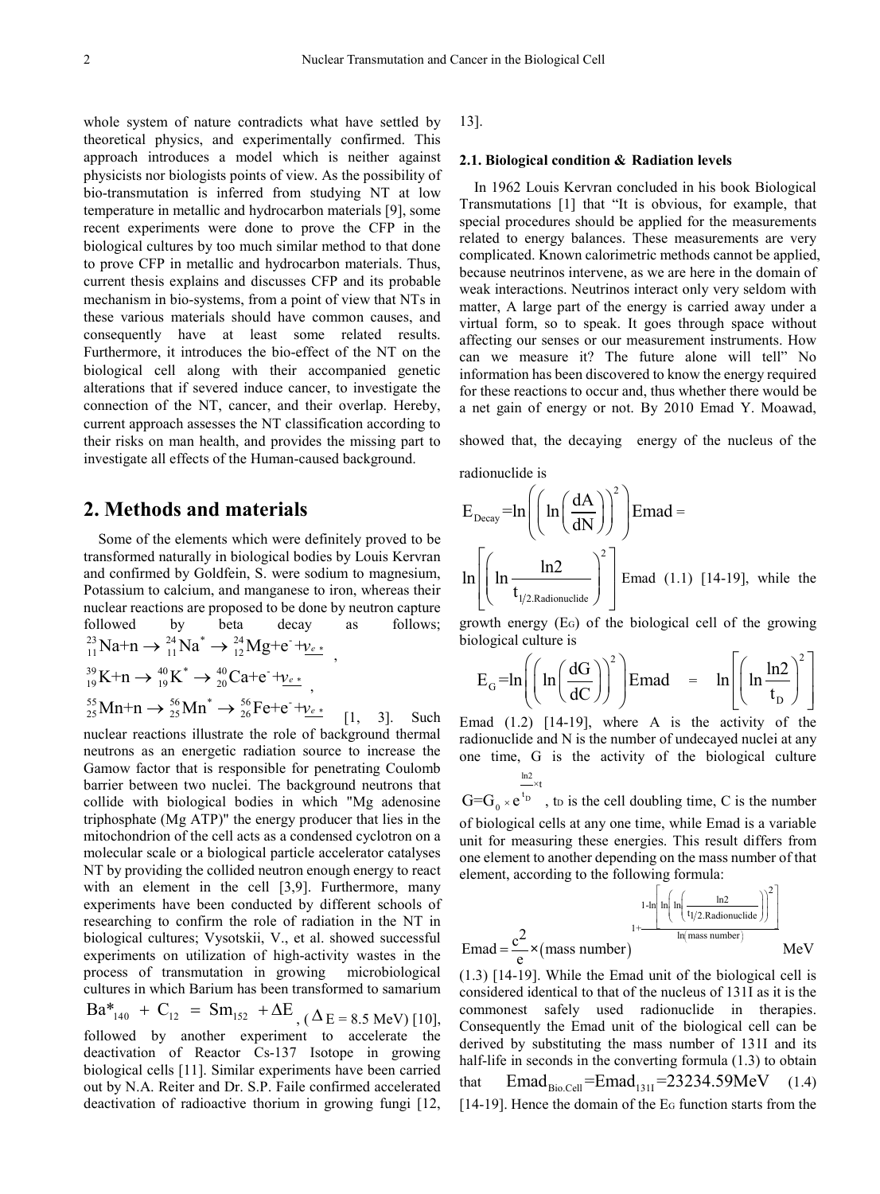whole system of nature contradicts what have settled by theoretical physics, and experimentally confirmed. This approach introduces a model which is neither against physicists nor biologists points of view. As the possibility of bio-transmutation is inferred from studying NT at low temperature in metallic and hydrocarbon materials [9], some recent experiments were done to prove the CFP in the biological cultures by too much similar method to that done to prove CFP in metallic and hydrocarbon materials. Thus, current thesis explains and discusses CFP and its probable mechanism in bio-systems, from a point of view that NTs in these various materials should have common causes, and consequently have at least some related results. Furthermore, it introduces the bio-effect of the NT on the biological cell along with their accompanied genetic alterations that if severed induce cancer, to investigate the connection of the NT, cancer, and their overlap. Hereby, current approach assesses the NT classification according to their risks on man health, and provides the missing part to investigate all effects of the Human-caused background.

## 2. Methods and materials

Some of the elements which were definitely proved to be transformed naturally in biological bodies by Louis Kervran and confirmed by Goldfein, S. were sodium to magnesium, Potassium to calcium, and manganese to iron, whereas their nuclear reactions are proposed to be done by neutron capture followed by beta decay as follows; ${}^{23}_{11}\text{Na}+\text{n} \rightarrow {}^{24}_{11}\text{Na}^{*} \rightarrow {}^{24}_{12}\text{Mg}+\text{e}^{-}+\underline{\nu_{e*}}$ , ${}^{39}_{19}\text{K}+\text{n} \rightarrow {}^{40}_{19}\text{K}^{*} \rightarrow {}^{40}_{20}\text{Ca}+\text{e}^{-}+\underline{\nu_{e*}}$ , ${}^{55}_{25}\text{Mn}+\text{n} \rightarrow {}^{56}_{25}\text{Mn}^{*} \rightarrow {}^{56}_{26}\text{Fe}+\text{e}^{-}+\underline{\nu_{e*}}$ [1, 3]. Such nuclear reactions illustrate the role of background thermal neutrons as an energetic radiation source to increase the Gamow factor that is responsible for penetrating Coulomb barrier between two nuclei. The background neutrons that collide with biological bodies in which "Mg adenosine triphosphate (Mg ATP)" the energy producer that lies in the mitochondrion of the cell acts as a condensed cyclotron on a molecular scale or a biological particle accelerator catalyses NT by providing the collided neutron enough energy to react with an element in the cell [3,9]. Furthermore, many experiments have been conducted by different schools of researching to confirm the role of radiation in the NT in biological cultures; Vysotskii, V., et al. showed successful experiments on utilization of high-activity wastes in the process of transmutation in growing microbiological cultures in which Barium has been transformed to samarium $\text{Ba*}_{140} + \text{C}_{12} = \text{Sm}_{152} + \Delta\text{E}$ , ($\Delta$E = 8.5 MeV) [10], followed by another experiment to accelerate the deactivation of Reactor Cs-137 Isotope in growing biological cells [11]. Similar experiments have been carried out by N.A. Reiter and Dr. S.P. Faile confirmed accelerated deactivation of radioactive thorium in growing fungi [12, 13].

### 2.1. Biological condition & Radiation levels

In 1962 Louis Kervran concluded in his book Biological Transmutations [1] that "It is obvious, for example, that special procedures should be applied for the measurements related to energy balances. These measurements are very complicated. Known calorimetric methods cannot be applied, because neutrinos intervene, as we are here in the domain of weak interactions. Neutrinos interact only very seldom with matter, A large part of the energy is carried away under a virtual form, so to speak. It goes through space without affecting our senses or our measurement instruments. How can we measure it? The future alone will tell" No information has been discovered to know the energy required for these reactions to occur and, thus whether there would be a net gain of energy or not. By 2010 Emad Y. Moawad, showed that, the decaying energy of the nucleus of the radionuclide is

$$\text{E}_{\text{Decay}}=\ln\left(\left(\ln\left(\frac{\text{dA}}{\text{dN}}\right)\right)^2\right)\text{Emad} = \ln\left[\left(\ln\frac{\ln 2}{\text{t}_{1/2.\text{Radionuclide}}}\right)^2\right]\text{Emad} \quad (1.1)$$

[14-19], while the growth energy ($E_G$) of the biological cell of the growing biological culture is

$$\text{E}_{\text{G}}=\ln\left(\left(\ln\left(\frac{\text{dG}}{\text{dC}}\right)\right)^2\right)\text{Emad} = \ln\left[\left(\ln\frac{\ln 2}{\text{t}_{\text{D}}}\right)^2\right]\text{Emad} \quad (1.2)$$

[14-19], where A is the activity of the radionuclide and N is the number of undecayed nuclei at any one time, G is the activity of the biological culture $\text{G}=\text{G}_0 \times e^{\frac{\ln 2}{t_D}\times t}$ , $t_D$ is the cell doubling time, C is the number of biological cells at any one time, while Emad is a variable unit for measuring these energies. This result differs from one element to another depending on the mass number of that element, according to the following formula:

$$\text{Emad} = \frac{c^2}{e} \times (\text{mass number})^{1+\frac{1-\ln\left[\ln\left(\ln\left(\frac{\ln 2}{t_{1/2.\text{Radionuclide}}}\right)\right)^2\right]}{\ln(\text{mass number})}} \text{ MeV} \quad (1.3)$$

[14-19]. While the Emad unit of the biological cell is considered identical to that of the nucleus of 131I as it is the commonest safely used radionuclide in therapies. Consequently the Emad unit of the biological cell can be derived by substituting the mass number of 131I and its half-life in seconds in the converting formula (1.3) to obtain that

$$\text{Emad}_{\text{Bio.Cell}}=\text{Emad}_{131\text{I}}=23234.59\text{MeV} \quad (1.4)$$

[14-19]. Hence the domain of the $E_G$ function starts from the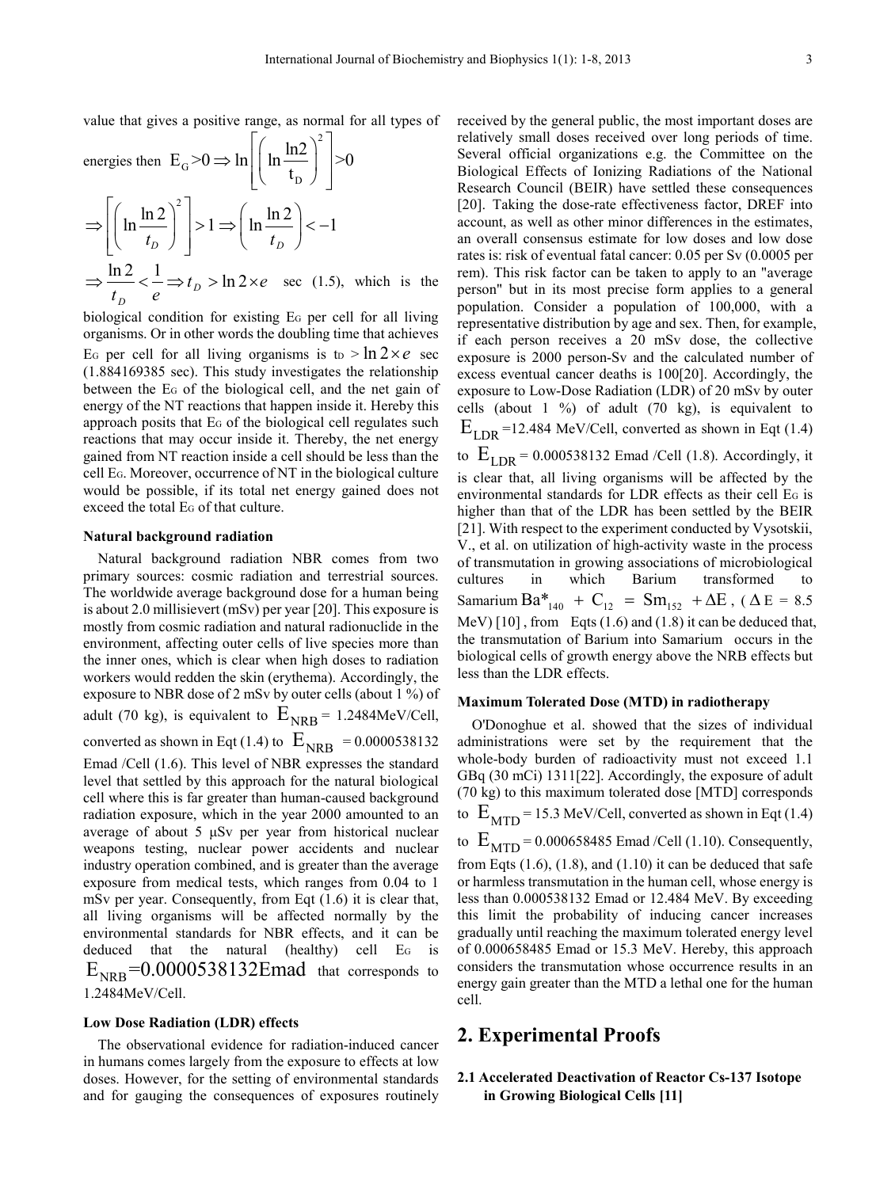value that gives a positive range, as normal for all types of energies then $E_G > 0 \Rightarrow \ln\left[\left(\ln\frac{\ln 2}{t_D}\right)^2\right] > 0$

$$\Rightarrow \left[\left(\ln\frac{\ln 2}{t_D}\right)^2\right] > 1 \Rightarrow \left(\ln\frac{\ln 2}{t_D}\right) < -1$$

$$\Rightarrow \frac{\ln 2}{t_D} < \frac{1}{e} \Rightarrow t_D > \ln 2 \times e \quad \text{sec} \quad (1.5),$$

which is the biological condition for existing $E_G$ per cell for all living organisms. Or in other words the doubling time that achieves $E_G$ per cell for all living organisms is $t_D > \ln 2 \times e$ sec (1.884169385 sec). This study investigates the relationship between the $E_G$ of the biological cell, and the net gain of energy of the NT reactions that happen inside it. Hereby this approach posits that $E_G$ of the biological cell regulates such reactions that may occur inside it. Thereby, the net energy gained from NT reaction inside a cell should be less than the cell $E_G$. Moreover, occurrence of NT in the biological culture would be possible, if its total net energy gained does not exceed the total $E_G$ of that culture.

#### Natural background radiation

Natural background radiation NBR comes from two primary sources: cosmic radiation and terrestrial sources. The worldwide average background dose for a human being is about 2.0 millisievert (mSv) per year [20]. This exposure is mostly from cosmic radiation and natural radionuclide in the environment, affecting outer cells of live species more than the inner ones, which is clear when high doses to radiation workers would redden the skin (erythema). Accordingly, the exposure to NBR dose of 2 mSv by outer cells (about 1 %) of adult (70 kg), is equivalent to $E_{NRB}$ = 1.2484MeV/Cell, converted as shown in Eqt (1.4) to $E_{NRB}$ = 0.0000538132 Emad /Cell (1.6). This level of NBR expresses the standard level that settled by this approach for the natural biological cell where this is far greater than human-caused background radiation exposure, which in the year 2000 amounted to an average of about 5 μSv per year from historical nuclear weapons testing, nuclear power accidents and nuclear industry operation combined, and is greater than the average exposure from medical tests, which ranges from 0.04 to 1 mSv per year. Consequently, from Eqt (1.6) it is clear that, all living organisms will be affected normally by the environmental standards for NBR effects, and it can be deduced that the natural (healthy) cell $E_G$ is $E_{NRB}$=0.0000538132Emad that corresponds to 1.2484MeV/Cell.

#### Low Dose Radiation (LDR) effects

The observational evidence for radiation-induced cancer in humans comes largely from the exposure to effects at low doses. However, for the setting of environmental standards and for gauging the consequences of exposures routinely received by the general public, the most important doses are relatively small doses received over long periods of time. Several official organizations e.g. the Committee on the Biological Effects of Ionizing Radiations of the National Research Council (BEIR) have settled these consequences [20]. Taking the dose-rate effectiveness factor, DREF into account, as well as other minor differences in the estimates, an overall consensus estimate for low doses and low dose rates is: risk of eventual fatal cancer: 0.05 per Sv (0.0005 per rem). This risk factor can be taken to apply to an "average person" but in its most precise form applies to a general population. Consider a population of 100,000, with a representative distribution by age and sex. Then, for example, if each person receives a 20 mSv dose, the collective exposure is 2000 person-Sv and the calculated number of excess eventual cancer deaths is 100[20]. Accordingly, the exposure to Low-Dose Radiation (LDR) of 20 mSv by outer cells (about 1 %) of adult (70 kg), is equivalent to $E_{LDR}$ =12.484 MeV/Cell, converted as shown in Eqt (1.4) to $E_{LDR}$ = 0.000538132 Emad /Cell (1.8). Accordingly, it is clear that, all living organisms will be affected by the environmental standards for LDR effects as their cell $E_G$ is higher than that of the LDR has been settled by the BEIR [21]. With respect to the experiment conducted by Vysotskii, V., et al. on utilization of high-activity waste in the process of transmutation in growing associations of microbiological cultures in which Barium transformed to Samarium $Ba^*_{140} + C_{12} = Sm_{152} + \Delta E$, ($\Delta E$ = 8.5 MeV) [10] , from Eqts (1.6) and (1.8) it can be deduced that, the transmutation of Barium into Samarium occurs in the biological cells of growth energy above the NRB effects but less than the LDR effects.

#### Maximum Tolerated Dose (MTD) in radiotherapy

O'Donoghue et al. showed that the sizes of individual administrations were set by the requirement that the whole-body burden of radioactivity must not exceed 1.1 GBq (30 mCi) 1311[22]. Accordingly, the exposure of adult (70 kg) to this maximum tolerated dose [MTD] corresponds to $E_{MTD}$ = 15.3 MeV/Cell, converted as shown in Eqt (1.4) to $E_{MTD}$ = 0.000658485 Emad /Cell (1.10). Consequently, from Eqts (1.6), (1.8), and (1.10) it can be deduced that safe or harmless transmutation in the human cell, whose energy is less than 0.000538132 Emad or 12.484 MeV. By exceeding this limit the probability of inducing cancer increases gradually until reaching the maximum tolerated energy level of 0.000658485 Emad or 15.3 MeV. Hereby, this approach considers the transmutation whose occurrence results in an energy gain greater than the MTD a lethal one for the human cell.

## 2. Experimental Proofs

### 2.1 Accelerated Deactivation of Reactor Cs-137 Isotope in Growing Biological Cells [11]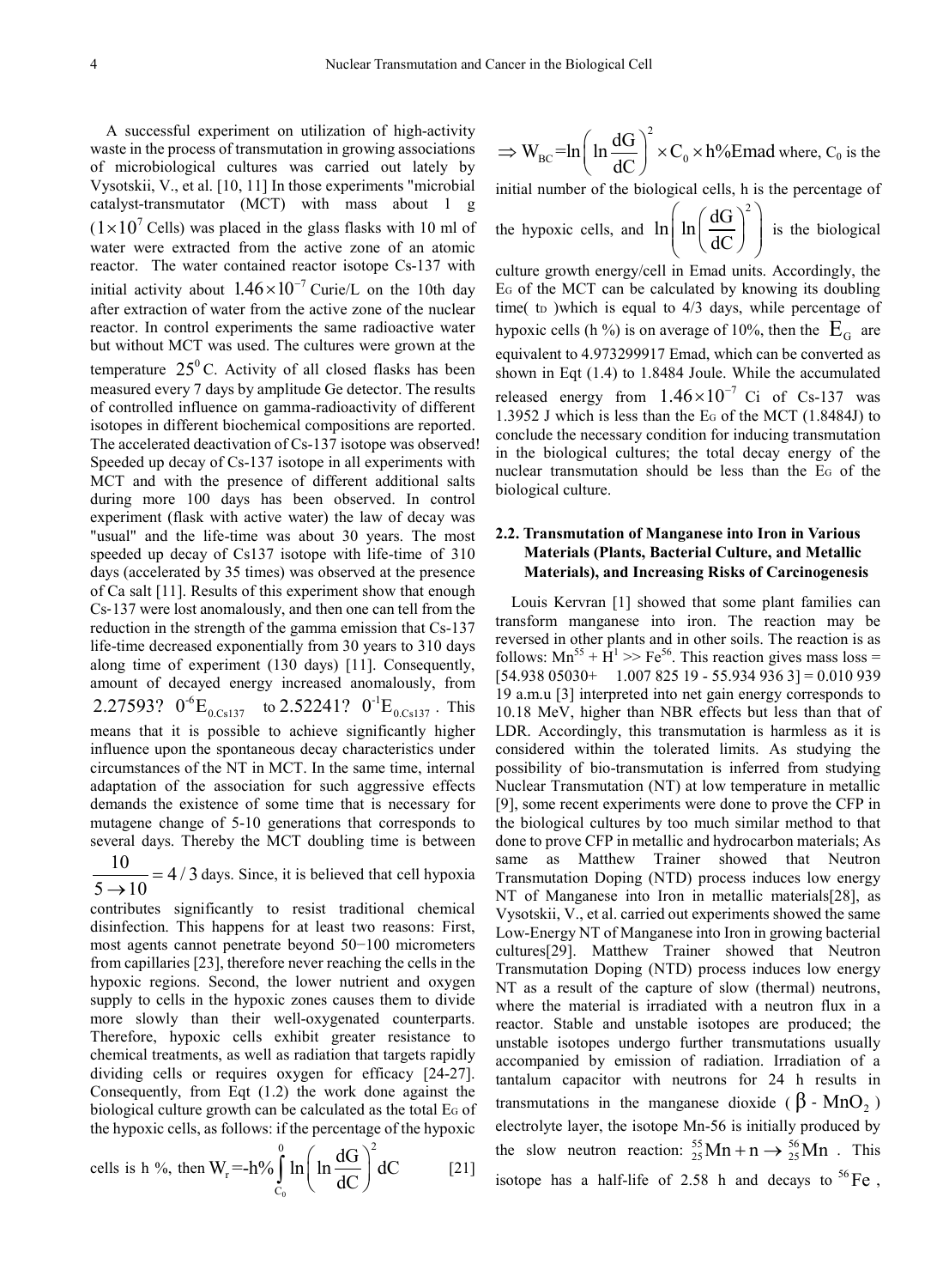A successful experiment on utilization of high-activity waste in the process of transmutation in growing associations of microbiological cultures was carried out lately by Vysotskii, V., et al. [10, 11] In those experiments "microbial catalyst-transmutator (MCT) with mass about 1 g ($1\times10^{7}$ Cells) was placed in the glass flasks with 10 ml of water were extracted from the active zone of an atomic reactor. The water contained reactor isotope Cs-137 with initial activity about $1.46\times10^{-7}$ Curie/L on the 10th day after extraction of water from the active zone of the nuclear reactor. In control experiments the same radioactive water but without MCT was used. The cultures were grown at the temperature $25^{0}$ C. Activity of all closed flasks has been measured every 7 days by amplitude Ge detector. The results of controlled influence on gamma-radioactivity of different isotopes in different biochemical compositions are reported. The accelerated deactivation of Cs-137 isotope was observed! Speeded up decay of Cs-137 isotope in all experiments with MCT and with the presence of different additional salts during more 100 days has been observed. In control experiment (flask with active water) the law of decay was "usual" and the life-time was about 30 years. The most speeded up decay of Cs137 isotope with life-time of 310 days (accelerated by 35 times) was observed at the presence of Ca salt [11]. Results of this experiment show that enough Cs-137 were lost anomalously, and then one can tell from the reduction in the strength of the gamma emission that Cs-137 life-time decreased exponentially from 30 years to 310 days along time of experiment (130 days) [11]. Consequently, amount of decayed energy increased anomalously, from $2.27593?\ 0^{-6}E_{0.Cs137}$ to $2.52241?\ 0^{-1}E_{0.Cs137}$. This means that it is possible to achieve significantly higher influence upon the spontaneous decay characteristics under circumstances of the NT in MCT. In the same time, internal adaptation of the association for such aggressive effects demands the existence of some time that is necessary for mutagene change of 5-10 generations that corresponds to several days. Thereby the MCT doubling time is between $\frac{10}{5\rightarrow10}=4/3$ days. Since, it is believed that cell hypoxia contributes significantly to resist traditional chemical disinfection. This happens for at least two reasons: First, most agents cannot penetrate beyond 50−100 micrometers from capillaries [23], therefore never reaching the cells in the hypoxic regions. Second, the lower nutrient and oxygen supply to cells in the hypoxic zones causes them to divide more slowly than their well-oxygenated counterparts. Therefore, hypoxic cells exhibit greater resistance to chemical treatments, as well as radiation that targets rapidly dividing cells or requires oxygen for efficacy [24-27]. Consequently, from Eqt (1.2) the work done against the biological culture growth can be calculated as the total $E_G$ of the hypoxic cells, as follows: if the percentage of the hypoxic cells is h %, then

$$W_r=-h\%\int_{C_0}^{0}\ln\left(\ln\frac{dG}{dC}\right)^{2}dC \qquad [21]$$

$$\Rightarrow W_{BC}=\ln\left(\ln\frac{dG}{dC}\right)^{2}\times C_0\times h\%\text{Emad}$$

where, $C_0$ is the initial number of the biological cells, h is the percentage of the hypoxic cells, and $\ln\left(\ln\left(\frac{dG}{dC}\right)^{2}\right)$ is the biological culture growth energy/cell in Emad units. Accordingly, the $E_G$ of the MCT can be calculated by knowing its doubling time( $t_D$ )which is equal to 4/3 days, while percentage of hypoxic cells (h %) is on average of 10%, then the $E_G$ are equivalent to 4.973299917 Emad, which can be converted as shown in Eqt (1.4) to 1.8484 Joule. While the accumulated released energy from $1.46\times10^{-7}$ Ci of Cs-137 was 1.3952 J which is less than the $E_G$ of the MCT (1.8484J) to conclude the necessary condition for inducing transmutation in the biological cultures; the total decay energy of the nuclear transmutation should be less than the $E_G$ of the biological culture.

## 2.2. Transmutation of Manganese into Iron in Various Materials (Plants, Bacterial Culture, and Metallic Materials), and Increasing Risks of Carcinogenesis

Louis Kervran [1] showed that some plant families can transform manganese into iron. The reaction may be reversed in other plants and in other soils. The reaction is as follows: $Mn^{55} + H^{1} >> Fe^{56}$. This reaction gives mass loss = [54.938 05030+ 1.007 825 19 - 55.934 936 3] = 0.010 939 19 a.m.u [3] interpreted into net gain energy corresponds to 10.18 MeV, higher than NBR effects but less than that of LDR. Accordingly, this transmutation is harmless as it is considered within the tolerated limits. As studying the possibility of bio-transmutation is inferred from studying Nuclear Transmutation (NT) at low temperature in metallic [9], some recent experiments were done to prove the CFP in the biological cultures by too much similar method to that done to prove CFP in metallic and hydrocarbon materials; As same as Matthew Trainer showed that Neutron Transmutation Doping (NTD) process induces low energy NT of Manganese into Iron in metallic materials[28], as Vysotskii, V., et al. carried out experiments showed the same Low-Energy NT of Manganese into Iron in growing bacterial cultures[29]. Matthew Trainer showed that Neutron Transmutation Doping (NTD) process induces low energy NT as a result of the capture of slow (thermal) neutrons, where the material is irradiated with a neutron flux in a reactor. Stable and unstable isotopes are produced; the unstable isotopes undergo further transmutations usually accompanied by emission of radiation. Irradiation of a tantalum capacitor with neutrons for 24 h results in transmutations in the manganese dioxide ( $\beta$ - $MnO_2$ ) electrolyte layer, the isotope Mn-56 is initially produced by the slow neutron reaction: ${}^{55}_{25}Mn + n \rightarrow {}^{56}_{25}Mn$ . This isotope has a half-life of 2.58 h and decays to ${}^{56}Fe$ ,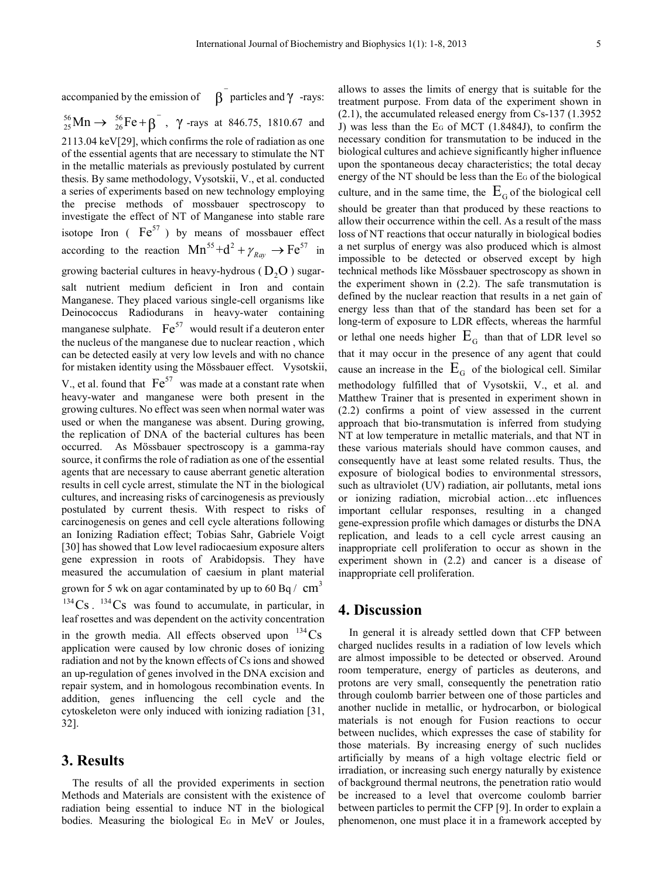accompanied by the emission of $\beta^-$ particles and $\gamma$ -rays: $^{56}_{25}\text{Mn} \rightarrow {}^{56}_{26}\text{Fe} + \beta^-$ , $\gamma$ -rays at 846.75, 1810.67 and 2113.04 keV[29], which confirms the role of radiation as one of the essential agents that are necessary to stimulate the NT in the metallic materials as previously postulated by current thesis. By same methodology, Vysotskii, V., et al. conducted a series of experiments based on new technology employing the precise methods of mossbauer spectroscopy to investigate the effect of NT of Manganese into stable rare isotope Iron ( $Fe^{57}$ ) by means of mossbauer effect according to the reaction $Mn^{55} + d^2 + \gamma_{Ray} \rightarrow Fe^{57}$ in growing bacterial cultures in heavy-hydrous ( $D_2O$ ) sugar-salt nutrient medium deficient in Iron and contain Manganese. They placed various single-cell organisms like Deinococcus Radiodurans in heavy-water containing manganese sulphate. $Fe^{57}$ would result if a deuteron enter the nucleus of the manganese due to nuclear reaction , which can be detected easily at very low levels and with no chance for mistaken identity using the Mössbauer effect. Vysotskii, V., et al. found that $Fe^{57}$ was made at a constant rate when heavy-water and manganese were both present in the growing cultures. No effect was seen when normal water was used or when the manganese was absent. During growing, the replication of DNA of the bacterial cultures has been occurred. As Mössbauer spectroscopy is a gamma-ray source, it confirms the role of radiation as one of the essential agents that are necessary to cause aberrant genetic alteration results in cell cycle arrest, stimulate the NT in the biological cultures, and increasing risks of carcinogenesis as previously postulated by current thesis. With respect to risks of carcinogenesis on genes and cell cycle alterations following an Ionizing Radiation effect; Tobias Sahr, Gabriele Voigt [30] has showed that Low level radiocaesium exposure alters gene expression in roots of Arabidopsis. They have measured the accumulation of caesium in plant material grown for 5 wk on agar contaminated by up to 60 Bq / $cm^3$ $^{134}Cs$ . $^{134}Cs$ was found to accumulate, in particular, in leaf rosettes and was dependent on the activity concentration in the growth media. All effects observed upon $^{134}Cs$ application were caused by low chronic doses of ionizing radiation and not by the known effects of Cs ions and showed an up-regulation of genes involved in the DNA excision and repair system, and in homologous recombination events. In addition, genes influencing the cell cycle and the cytoskeleton were only induced with ionizing radiation [31, 32].

## 3. Results

The results of all the provided experiments in section Methods and Materials are consistent with the existence of radiation being essential to induce NT in the biological bodies. Measuring the biological $E_G$ in MeV or Joules, allows to asses the limits of energy that is suitable for the treatment purpose. From data of the experiment shown in (2.1), the accumulated released energy from Cs-137 (1.3952 J) was less than the $E_G$ of MCT (1.8484J), to confirm the necessary condition for transmutation to be induced in the biological cultures and achieve significantly higher influence upon the spontaneous decay characteristics; the total decay energy of the NT should be less than the $E_G$ of the biological culture, and in the same time, the $E_G$ of the biological cell should be greater than that produced by these reactions to allow their occurrence within the cell. As a result of the mass loss of NT reactions that occur naturally in biological bodies a net surplus of energy was also produced which is almost impossible to be detected or observed except by high technical methods like Mössbauer spectroscopy as shown in the experiment shown in (2.2). The safe transmutation is defined by the nuclear reaction that results in a net gain of energy less than that of the standard has been set for a long-term of exposure to LDR effects, whereas the harmful or lethal one needs higher $E_G$ than that of LDR level so that it may occur in the presence of any agent that could cause an increase in the $E_G$ of the biological cell. Similar methodology fulfilled that of Vysotskii, V., et al. and Matthew Trainer that is presented in experiment shown in (2.2) confirms a point of view assessed in the current approach that bio-transmutation is inferred from studying NT at low temperature in metallic materials, and that NT in these various materials should have common causes, and consequently have at least some related results. Thus, the exposure of biological bodies to environmental stressors, such as ultraviolet (UV) radiation, air pollutants, metal ions or ionizing radiation, microbial action…etc influences important cellular responses, resulting in a changed gene-expression profile which damages or disturbs the DNA replication, and leads to a cell cycle arrest causing an inappropriate cell proliferation to occur as shown in the experiment shown in (2.2) and cancer is a disease of inappropriate cell proliferation.

## 4. Discussion

In general it is already settled down that CFP between charged nuclides results in a radiation of low levels which are almost impossible to be detected or observed. Around room temperature, energy of particles as deuterons, and protons are very small, consequently the penetration ratio through coulomb barrier between one of those particles and another nuclide in metallic, or hydrocarbon, or biological materials is not enough for Fusion reactions to occur between nuclides, which expresses the case of stability for those materials. By increasing energy of such nuclides artificially by means of a high voltage electric field or irradiation, or increasing such energy naturally by existence of background thermal neutrons, the penetration ratio would be increased to a level that overcome coulomb barrier between particles to permit the CFP [9]. In order to explain a phenomenon, one must place it in a framework accepted by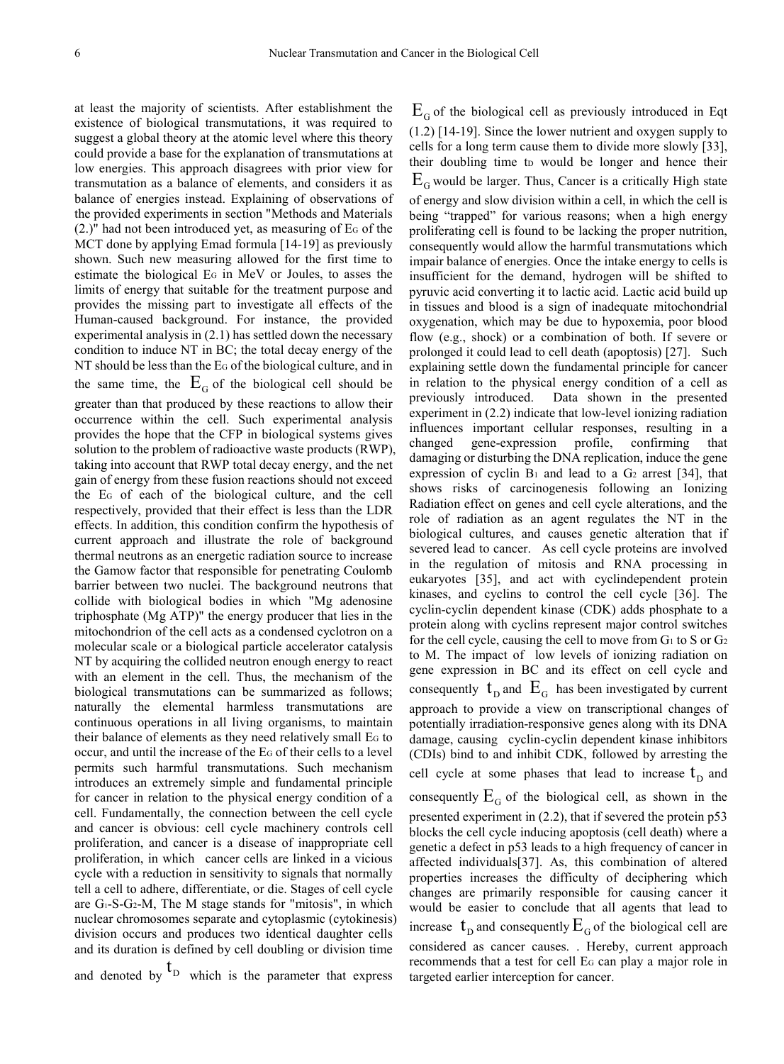at least the majority of scientists. After establishment the existence of biological transmutations, it was required to suggest a global theory at the atomic level where this theory could provide a base for the explanation of transmutations at low energies. This approach disagrees with prior view for transmutation as a balance of elements, and considers it as balance of energies instead. Explaining of observations of the provided experiments in section "Methods and Materials (2.)" had not been introduced yet, as measuring of $E_G$ of the MCT done by applying Emad formula [14-19] as previously shown. Such new measuring allowed for the first time to estimate the biological $E_G$ in MeV or Joules, to asses the limits of energy that suitable for the treatment purpose and provides the missing part to investigate all effects of the Human-caused background. For instance, the provided experimental analysis in (2.1) has settled down the necessary condition to induce NT in BC; the total decay energy of the NT should be less than the $E_G$ of the biological culture, and in the same time, the $E_G$ of the biological cell should be greater than that produced by these reactions to allow their occurrence within the cell. Such experimental analysis provides the hope that the CFP in biological systems gives solution to the problem of radioactive waste products (RWP), taking into account that RWP total decay energy, and the net gain of energy from these fusion reactions should not exceed the $E_G$ of each of the biological culture, and the cell respectively, provided that their effect is less than the LDR effects. In addition, this condition confirm the hypothesis of current approach and illustrate the role of background thermal neutrons as an energetic radiation source to increase the Gamow factor that responsible for penetrating Coulomb barrier between two nuclei. The background neutrons that collide with biological bodies in which "Mg adenosine triphosphate (Mg ATP)" the energy producer that lies in the mitochondrion of the cell acts as a condensed cyclotron on a molecular scale or a biological particle accelerator catalysis NT by acquiring the collided neutron enough energy to react with an element in the cell. Thus, the mechanism of the biological transmutations can be summarized as follows; naturally the elemental harmless transmutations are continuous operations in all living organisms, to maintain their balance of elements as they need relatively small $E_G$ to occur, and until the increase of the $E_G$ of their cells to a level permits such harmful transmutations. Such mechanism introduces an extremely simple and fundamental principle for cancer in relation to the physical energy condition of a cell. Fundamentally, the connection between the cell cycle and cancer is obvious: cell cycle machinery controls cell proliferation, and cancer is a disease of inappropriate cell proliferation, in which cancer cells are linked in a vicious cycle with a reduction in sensitivity to signals that normally tell a cell to adhere, differentiate, or die. Stages of cell cycle are $G_1$-S-$G_2$-M, The M stage stands for "mitosis", in which nuclear chromosomes separate and cytoplasmic (cytokinesis) division occurs and produces two identical daughter cells and its duration is defined by cell doubling or division time and denoted by $t_D$ which is the parameter that express $E_G$ of the biological cell as previously introduced in Eqt (1.2) [14-19]. Since the lower nutrient and oxygen supply to cells for a long term cause them to divide more slowly [33], their doubling time $t_D$ would be longer and hence their $E_G$ would be larger. Thus, Cancer is a critically High state of energy and slow division within a cell, in which the cell is being "trapped" for various reasons; when a high energy proliferating cell is found to be lacking the proper nutrition, consequently would allow the harmful transmutations which impair balance of energies. Once the intake energy to cells is insufficient for the demand, hydrogen will be shifted to pyruvic acid converting it to lactic acid. Lactic acid build up in tissues and blood is a sign of inadequate mitochondrial oxygenation, which may be due to hypoxemia, poor blood flow (e.g., shock) or a combination of both. If severe or prolonged it could lead to cell death (apoptosis) [27]. Such explaining settle down the fundamental principle for cancer in relation to the physical energy condition of a cell as previously introduced. Data shown in the presented experiment in (2.2) indicate that low-level ionizing radiation influences important cellular responses, resulting in a changed gene-expression profile, confirming that damaging or disturbing the DNA replication, induce the gene expression of cyclin $B_1$ and lead to a $G_2$ arrest [34], that shows risks of carcinogenesis following an Ionizing Radiation effect on genes and cell cycle alterations, and the role of radiation as an agent regulates the NT in the biological cultures, and causes genetic alteration that if severed lead to cancer. As cell cycle proteins are involved in the regulation of mitosis and RNA processing in eukaryotes [35], and act with cyclindependent protein kinases, and cyclins to control the cell cycle [36]. The cyclin-cyclin dependent kinase (CDK) adds phosphate to a protein along with cyclins represent major control switches for the cell cycle, causing the cell to move from $G_1$ to S or $G_2$ to M. The impact of low levels of ionizing radiation on gene expression in BC and its effect on cell cycle and consequently $t_D$ and $E_G$ has been investigated by current approach to provide a view on transcriptional changes of potentially irradiation-responsive genes along with its DNA damage, causing cyclin-cyclin dependent kinase inhibitors (CDIs) bind to and inhibit CDK, followed by arresting the cell cycle at some phases that lead to increase $t_D$ and consequently $E_G$ of the biological cell, as shown in the presented experiment in (2.2), that if severed the protein p53 blocks the cell cycle inducing apoptosis (cell death) where a genetic a defect in p53 leads to a high frequency of cancer in affected individuals[37]. As, this combination of altered properties increases the difficulty of deciphering which changes are primarily responsible for causing cancer it would be easier to conclude that all agents that lead to increase $t_D$ and consequently $E_G$ of the biological cell are considered as cancer causes. . Hereby, current approach recommends that a test for cell $E_G$ can play a major role in targeted earlier interception for cancer.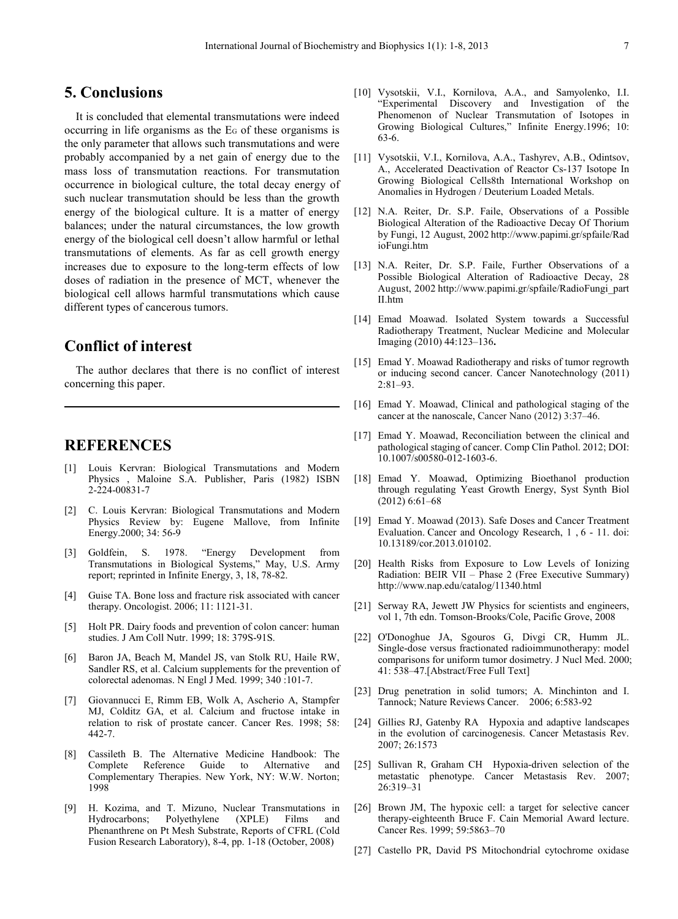## 5. Conclusions

It is concluded that elemental transmutations were indeed occurring in life organisms as the $E_G$ of these organisms is the only parameter that allows such transmutations and were probably accompanied by a net gain of energy due to the mass loss of transmutation reactions. For transmutation occurrence in biological culture, the total decay energy of such nuclear transmutation should be less than the growth energy of the biological culture. It is a matter of energy balances; under the natural circumstances, the low growth energy of the biological cell doesn't allow harmful or lethal transmutations of elements. As far as cell growth energy increases due to exposure to the long-term effects of low doses of radiation in the presence of MCT, whenever the biological cell allows harmful transmutations which cause different types of cancerous tumors.

## Conflict of interest

The author declares that there is no conflict of interest concerning this paper.

---

## REFERENCES

[1] Louis Kervran: Biological Transmutations and Modern Physics , Maloine S.A. Publisher, Paris (1982) ISBN 2-224-00831-7

[2] C. Louis Kervran: Biological Transmutations and Modern Physics Review by: Eugene Mallove, from Infinite Energy.2000; 34: 56-9

[3] Goldfein, S. 1978. "Energy Development from Transmutations in Biological Systems," May, U.S. Army report; reprinted in Infinite Energy, 3, 18, 78-82.

[4] Guise TA. Bone loss and fracture risk associated with cancer therapy. Oncologist. 2006; 11: 1121-31.

[5] Holt PR. Dairy foods and prevention of colon cancer: human studies. J Am Coll Nutr. 1999; 18: 379S-91S.

[6] Baron JA, Beach M, Mandel JS, van Stolk RU, Haile RW, Sandler RS, et al. Calcium supplements for the prevention of colorectal adenomas. N Engl J Med. 1999; 340 :101-7.

[7] Giovannucci E, Rimm EB, Wolk A, Ascherio A, Stampfer MJ, Colditz GA, et al. Calcium and fructose intake in relation to risk of prostate cancer. Cancer Res. 1998; 58: 442-7.

[8] Cassileth B. The Alternative Medicine Handbook: The Complete Reference Guide to Alternative and Complementary Therapies. New York, NY: W.W. Norton; 1998

[9] H. Kozima, and T. Mizuno, Nuclear Transmutations in Hydrocarbons; Polyethylene (XPLE) Films and Phenanthrene on Pt Mesh Substrate, Reports of CFRL (Cold Fusion Research Laboratory), 8-4, pp. 1-18 (October, 2008)

[10] Vysotskii, V.I., Kornilova, A.A., and Samyolenko, I.I. "Experimental Discovery and Investigation of the Phenomenon of Nuclear Transmutation of Isotopes in Growing Biological Cultures," Infinite Energy.1996; 10: 63-6.

[11] Vysotskii, V.I., Kornilova, A.A., Tashyrev, A.B., Odintsov, A., Accelerated Deactivation of Reactor Cs-137 Isotope In Growing Biological Cells8th International Workshop on Anomalies in Hydrogen / Deuterium Loaded Metals.

[12] N.A. Reiter, Dr. S.P. Faile, Observations of a Possible Biological Alteration of the Radioactive Decay Of Thorium by Fungi, 12 August, 2002 http://www.papimi.gr/spfaile/RadioFungi.htm

[13] N.A. Reiter, Dr. S.P. Faile, Further Observations of a Possible Biological Alteration of Radioactive Decay, 28 August, 2002 http://www.papimi.gr/spfaile/RadioFungi_partII.htm

[14] Emad Moawad. Isolated System towards a Successful Radiotherapy Treatment, Nuclear Medicine and Molecular Imaging (2010) 44:123–136**.**

[15] Emad Y. Moawad Radiotherapy and risks of tumor regrowth or inducing second cancer. Cancer Nanotechnology (2011) 2:81–93.

[16] Emad Y. Moawad, Clinical and pathological staging of the cancer at the nanoscale, Cancer Nano (2012) 3:37–46.

[17] Emad Y. Moawad, Reconciliation between the clinical and pathological staging of cancer. Comp Clin Pathol. 2012; DOI: 10.1007/s00580-012-1603-6.

[18] Emad Y. Moawad, Optimizing Bioethanol production through regulating Yeast Growth Energy, Syst Synth Biol (2012) 6:61–68

[19] Emad Y. Moawad (2013). Safe Doses and Cancer Treatment Evaluation. Cancer and Oncology Research, 1 , 6 - 11. doi: 10.13189/cor.2013.010102.

[20] Health Risks from Exposure to Low Levels of Ionizing Radiation: BEIR VII – Phase 2 (Free Executive Summary) http://www.nap.edu/catalog/11340.html

[21] Serway RA, Jewett JW Physics for scientists and engineers, vol 1, 7th edn. Tomson-Brooks/Cole, Pacific Grove, 2008

[22] O'Donoghue JA, Sgouros G, Divgi CR, Humm JL. Single-dose versus fractionated radioimmunotherapy: model comparisons for uniform tumor dosimetry. J Nucl Med. 2000; 41: 538–47.[Abstract/Free Full Text]

[23] Drug penetration in solid tumors; A. Minchinton and I. Tannock; Nature Reviews Cancer. 2006; 6:583-92

[24] Gillies RJ, Gatenby RA Hypoxia and adaptive landscapes in the evolution of carcinogenesis. Cancer Metastasis Rev. 2007; 26:1573

[25] Sullivan R, Graham CH Hypoxia-driven selection of the metastatic phenotype. Cancer Metastasis Rev. 2007; 26:319–31

[26] Brown JM, The hypoxic cell: a target for selective cancer therapy-eighteenth Bruce F. Cain Memorial Award lecture. Cancer Res. 1999; 59:5863–70

[27] Castello PR, David PS Mitochondrial cytochrome oxidase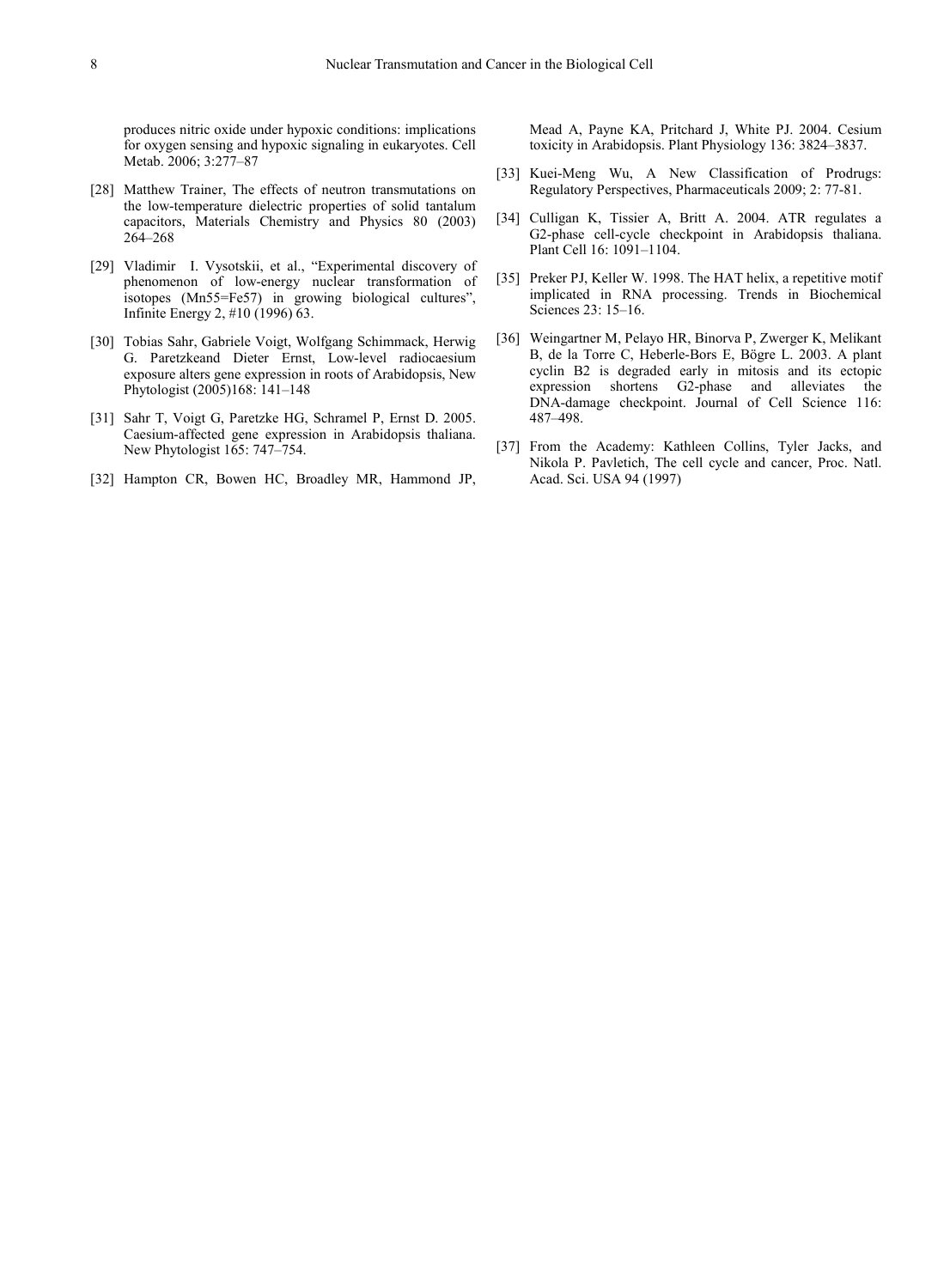produces nitric oxide under hypoxic conditions: implications for oxygen sensing and hypoxic signaling in eukaryotes. Cell Metab. 2006; 3:277–87

[28] Matthew Trainer, The effects of neutron transmutations on the low-temperature dielectric properties of solid tantalum capacitors, Materials Chemistry and Physics 80 (2003) 264–268

[29] Vladimir I. Vysotskii, et al., "Experimental discovery of phenomenon of low-energy nuclear transformation of isotopes (Mn55=Fe57) in growing biological cultures", Infinite Energy 2, #10 (1996) 63.

[30] Tobias Sahr, Gabriele Voigt, Wolfgang Schimmack, Herwig G. Paretzkeand Dieter Ernst, Low-level radiocaesium exposure alters gene expression in roots of Arabidopsis, New Phytologist (2005)168: 141–148

[31] Sahr T, Voigt G, Paretzke HG, Schramel P, Ernst D. 2005. Caesium-affected gene expression in Arabidopsis thaliana. New Phytologist 165: 747–754.

[32] Hampton CR, Bowen HC, Broadley MR, Hammond JP, Mead A, Payne KA, Pritchard J, White PJ. 2004. Cesium toxicity in Arabidopsis. Plant Physiology 136: 3824–3837.

[33] Kuei-Meng Wu, A New Classification of Prodrugs: Regulatory Perspectives, Pharmaceuticals 2009; 2: 77-81.

[34] Culligan K, Tissier A, Britt A. 2004. ATR regulates a G2-phase cell-cycle checkpoint in Arabidopsis thaliana. Plant Cell 16: 1091–1104.

[35] Preker PJ, Keller W. 1998. The HAT helix, a repetitive motif implicated in RNA processing. Trends in Biochemical Sciences 23: 15–16.

[36] Weingartner M, Pelayo HR, Binorva P, Zwerger K, Melikant B, de la Torre C, Heberle-Bors E, Bögre L. 2003. A plant cyclin B2 is degraded early in mitosis and its ectopic expression shortens G2-phase and alleviates the DNA-damage checkpoint. Journal of Cell Science 116: 487–498.

[37] From the Academy: Kathleen Collins, Tyler Jacks, and Nikola P. Pavletich, The cell cycle and cancer, Proc. Natl. Acad. Sci. USA 94 (1997)